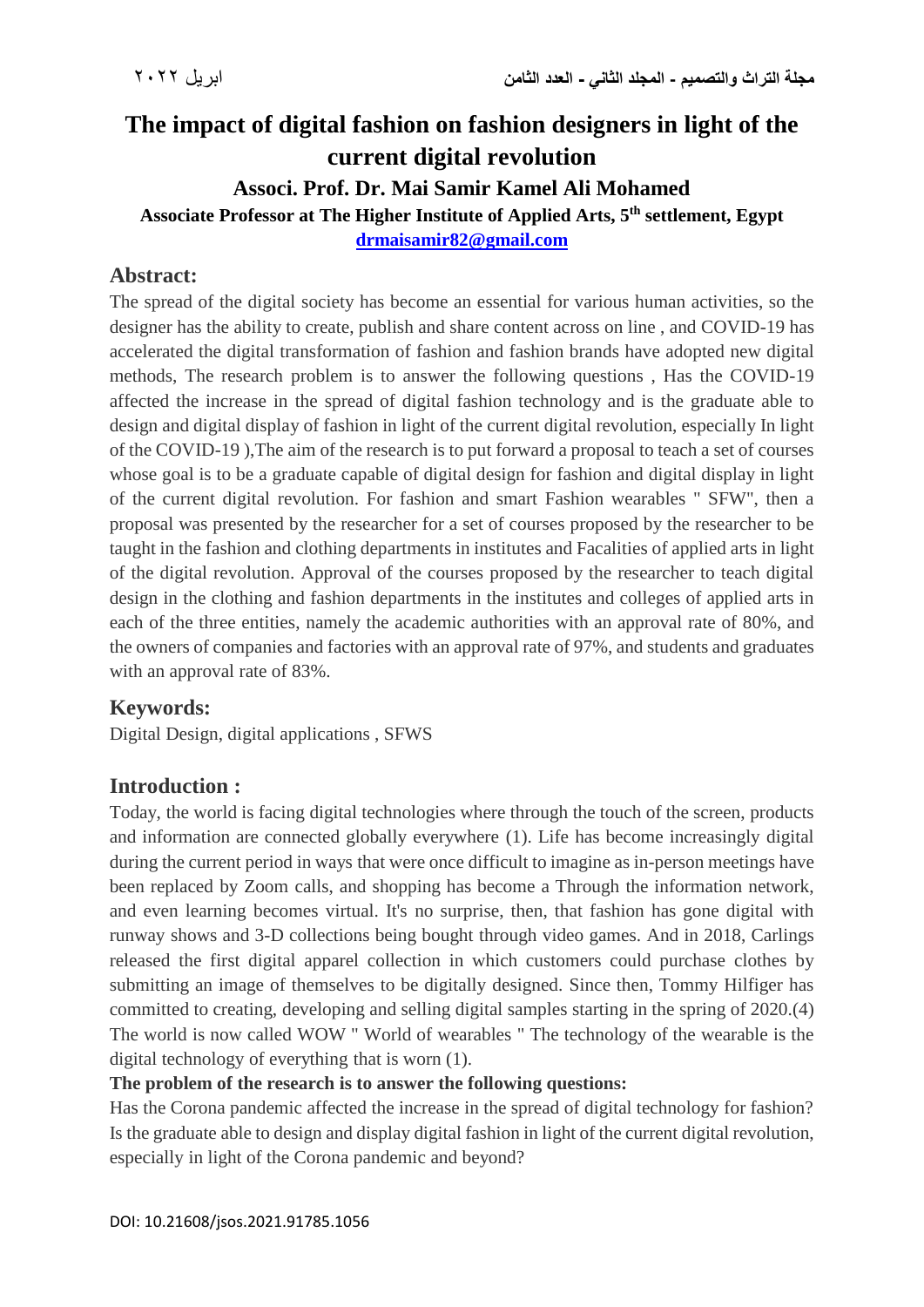# The impact of digital fashion on fashion designers in light of the current digital revolution

## Associ. Prof. Dr. Mai Samir Kamel Ali Mohamed

**Associate Professor at The Higher Institute of Applied Arts, 5th settlement, Egypt**

**drmaisamir82@gmail.com**

## Abstract:

The spread of the digital society has become an essential for various human activities, so the designer has the ability to create, publish and share content across on line , and COVID-19 has accelerated the digital transformation of fashion and fashion brands have adopted new digital methods, The research problem is to answer the following questions , Has the COVID-19 affected the increase in the spread of digital fashion technology and is the graduate able to design and digital display of fashion in light of the current digital revolution, especially In light of the COVID-19 ),The aim of the research is to put forward a proposal to teach a set of courses whose goal is to be a graduate capable of digital design for fashion and digital display in light of the current digital revolution. For fashion and smart Fashion wearables " SFW", then a proposal was presented by the researcher for a set of courses proposed by the researcher to be taught in the fashion and clothing departments in institutes and Facalities of applied arts in light of the digital revolution. Approval of the courses proposed by the researcher to teach digital design in the clothing and fashion departments in the institutes and colleges of applied arts in each of the three entities, namely the academic authorities with an approval rate of 80%, and the owners of companies and factories with an approval rate of 97%, and students and graduates with an approval rate of 83%.

## Keywords:

Digital Design, digital applications , SFWS

## Introduction :

Today, the world is facing digital technologies where through the touch of the screen, products and information are connected globally everywhere (1). Life has become increasingly digital during the current period in ways that were once difficult to imagine as in-person meetings have been replaced by Zoom calls, and shopping has become a Through the information network, and even learning becomes virtual. It's no surprise, then, that fashion has gone digital with runway shows and 3-D collections being bought through video games. And in 2018, Carlings released the first digital apparel collection in which customers could purchase clothes by submitting an image of themselves to be digitally designed. Since then, Tommy Hilfiger has committed to creating, developing and selling digital samples starting in the spring of 2020.(4) The world is now called WOW " World of wearables " The technology of the wearable is the digital technology of everything that is worn (1).

**The problem of the research is to answer the following questions:**

Has the Corona pandemic affected the increase in the spread of digital technology for fashion? Is the graduate able to design and display digital fashion in light of the current digital revolution, especially in light of the Corona pandemic and beyond?

DOI: 10.21608/jsos.2021.91785.1056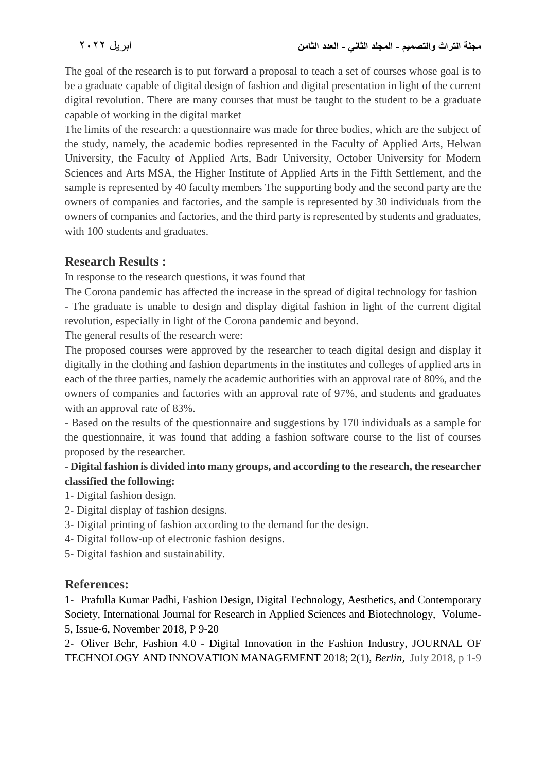The goal of the research is to put forward a proposal to teach a set of courses whose goal is to be a graduate capable of digital design of fashion and digital presentation in light of the current digital revolution. There are many courses that must be taught to the student to be a graduate capable of working in the digital market

The limits of the research: a questionnaire was made for three bodies, which are the subject of the study, namely, the academic bodies represented in the Faculty of Applied Arts, Helwan University, the Faculty of Applied Arts, Badr University, October University for Modern Sciences and Arts MSA, the Higher Institute of Applied Arts in the Fifth Settlement, and the sample is represented by 40 faculty members The supporting body and the second party are the owners of companies and factories, and the sample is represented by 30 individuals from the owners of companies and factories, and the third party is represented by students and graduates, with 100 students and graduates.

## Research Results :

In response to the research questions, it was found that

The Corona pandemic has affected the increase in the spread of digital technology for fashion

- The graduate is unable to design and display digital fashion in light of the current digital revolution, especially in light of the Corona pandemic and beyond.

The general results of the research were:

The proposed courses were approved by the researcher to teach digital design and display it digitally in the clothing and fashion departments in the institutes and colleges of applied arts in each of the three parties, namely the academic authorities with an approval rate of 80%, and the owners of companies and factories with an approval rate of 97%, and students and graduates with an approval rate of 83%.

- Based on the results of the questionnaire and suggestions by 170 individuals as a sample for the questionnaire, it was found that adding a fashion software course to the list of courses proposed by the researcher.

**- Digital fashion is divided into many groups, and according to the research, the researcher classified the following:**

1- Digital fashion design.

2- Digital display of fashion designs.

3- Digital printing of fashion according to the demand for the design.

4- Digital follow-up of electronic fashion designs.

5- Digital fashion and sustainability.

## References:

1- Prafulla Kumar Padhi, Fashion Design, Digital Technology, Aesthetics, and Contemporary Society, International Journal for Research in Applied Sciences and Biotechnology, Volume-5, Issue-6, November 2018, P 9-20

2- Oliver Behr, Fashion 4.0 - Digital Innovation in the Fashion Industry, JOURNAL OF TECHNOLOGY AND INNOVATION MANAGEMENT 2018; 2(1), *Berlin*, July 2018, p 1-9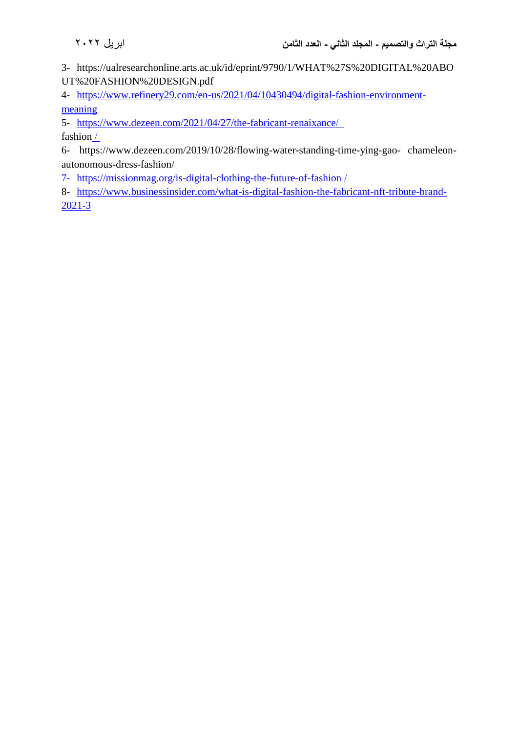3- https://ualresearchonline.arts.ac.uk/id/eprint/9790/1/WHAT%27S%20DIGITAL%20ABOUT%20FASHION%20DESIGN.pdf

4- https://www.refinery29.com/en-us/2021/04/10430494/digital-fashion-environment-meaning

5- https://www.dezeen.com/2021/04/27/the-fabricant-renaixance/ fashion /

6- https://www.dezeen.com/2019/10/28/flowing-water-standing-time-ying-gao- chameleon-autonomous-dress-fashion/

7- https://missionmag.org/is-digital-clothing-the-future-of-fashion /

8- https://www.businessinsider.com/what-is-digital-fashion-the-fabricant-nft-tribute-brand-2021-3